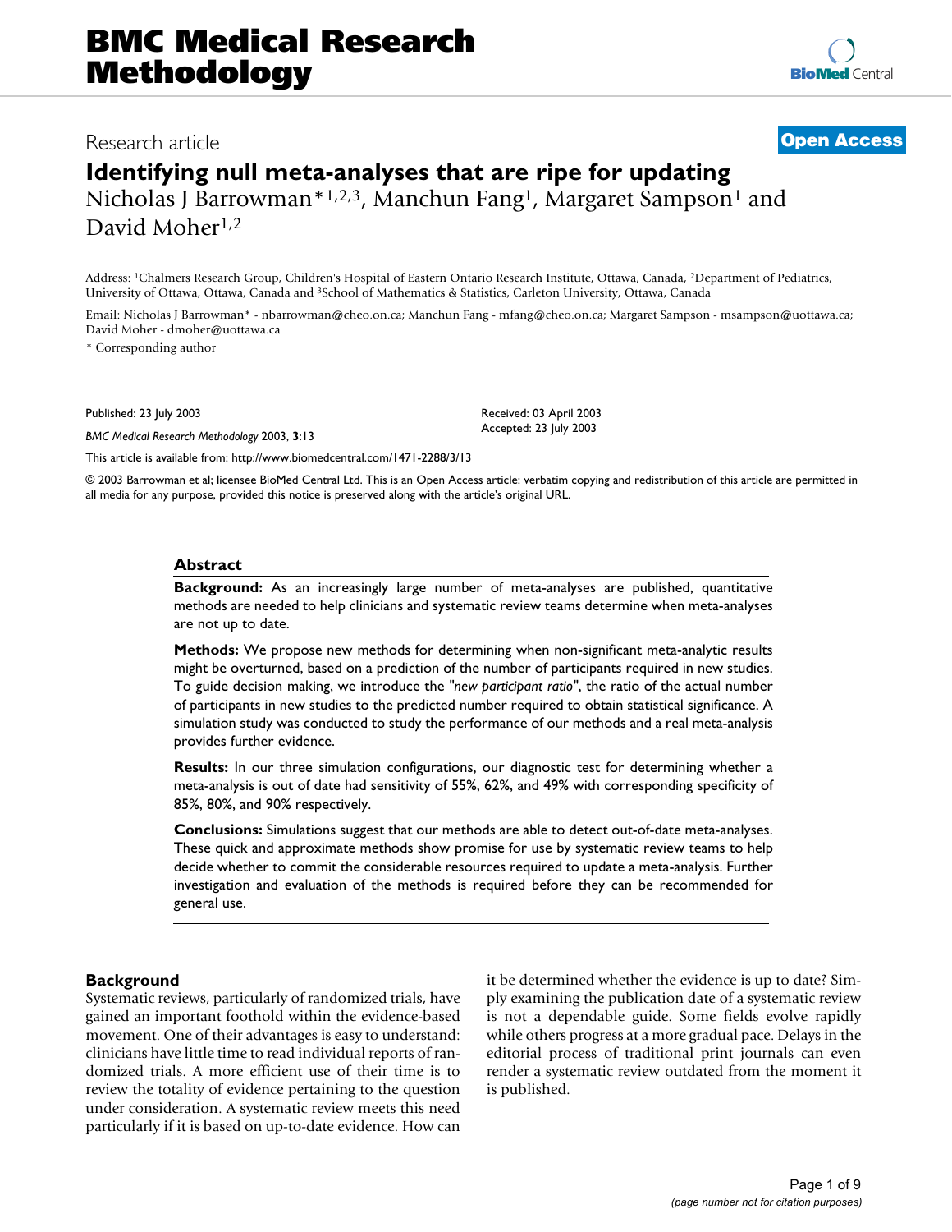BMC Medical Research Methodology

Research article

**Open Access**

# Identifying null meta-analyses that are ripe for updating

Nicholas J Barrowman*[1,2,3], Manchun Fang[1], Margaret Sampson[1] and David Moher[1,2]

Address: [1]Chalmers Research Group, Children's Hospital of Eastern Ontario Research Institute, Ottawa, Canada, [2]Department of Pediatrics, University of Ottawa, Ottawa, Canada and [3]School of Mathematics & Statistics, Carleton University, Ottawa, Canada

Email: Nicholas J Barrowman* - nbarrowman@cheo.on.ca; Manchun Fang - mfang@cheo.on.ca; Margaret Sampson - msampson@uottawa.ca; David Moher - dmoher@uottawa.ca

* Corresponding author

Published: 23 July 2003

*BMC Medical Research Methodology* 2003, **3**:13

Received: 03 April 2003
Accepted: 23 July 2003

This article is available from: http://www.biomedcentral.com/1471-2288/3/13

© 2003 Barrowman et al; licensee BioMed Central Ltd. This is an Open Access article: verbatim copying and redistribution of this article are permitted in all media for any purpose, provided this notice is preserved along with the article's original URL.

## Abstract

**Background:** As an increasingly large number of meta-analyses are published, quantitative methods are needed to help clinicians and systematic review teams determine when meta-analyses are not up to date.

**Methods:** We propose new methods for determining when non-significant meta-analytic results might be overturned, based on a prediction of the number of participants required in new studies. To guide decision making, we introduce the "*new participant ratio*", the ratio of the actual number of participants in new studies to the predicted number required to obtain statistical significance. A simulation study was conducted to study the performance of our methods and a real meta-analysis provides further evidence.

**Results:** In our three simulation configurations, our diagnostic test for determining whether a meta-analysis is out of date had sensitivity of 55%, 62%, and 49% with corresponding specificity of 85%, 80%, and 90% respectively.

**Conclusions:** Simulations suggest that our methods are able to detect out-of-date meta-analyses. These quick and approximate methods show promise for use by systematic review teams to help decide whether to commit the considerable resources required to update a meta-analysis. Further investigation and evaluation of the methods is required before they can be recommended for general use.

## Background

Systematic reviews, particularly of randomized trials, have gained an important foothold within the evidence-based movement. One of their advantages is easy to understand: clinicians have little time to read individual reports of randomized trials. A more efficient use of their time is to review the totality of evidence pertaining to the question under consideration. A systematic review meets this need particularly if it is based on up-to-date evidence. How can it be determined whether the evidence is up to date? Simply examining the publication date of a systematic review is not a dependable guide. Some fields evolve rapidly while others progress at a more gradual pace. Delays in the editorial process of traditional print journals can even render a systematic review outdated from the moment it is published.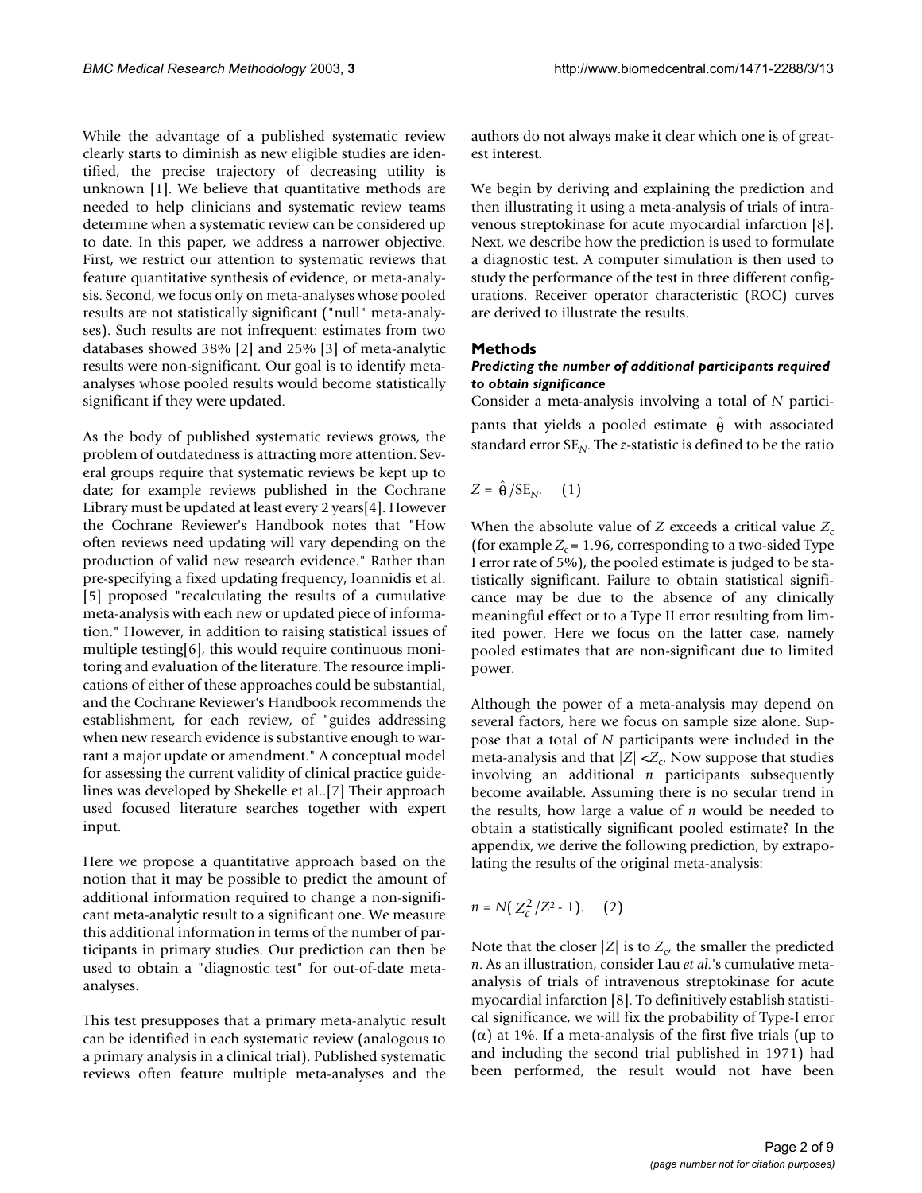While the advantage of a published systematic review clearly starts to diminish as new eligible studies are identified, the precise trajectory of decreasing utility is unknown [1]. We believe that quantitative methods are needed to help clinicians and systematic review teams determine when a systematic review can be considered up to date. In this paper, we address a narrower objective. First, we restrict our attention to systematic reviews that feature quantitative synthesis of evidence, or meta-analysis. Second, we focus only on meta-analyses whose pooled results are not statistically significant ("null" meta-analyses). Such results are not infrequent: estimates from two databases showed 38% [2] and 25% [3] of meta-analytic results were non-significant. Our goal is to identify meta-analyses whose pooled results would become statistically significant if they were updated.

As the body of published systematic reviews grows, the problem of outdatedness is attracting more attention. Several groups require that systematic reviews be kept up to date; for example reviews published in the Cochrane Library must be updated at least every 2 years[4]. However the Cochrane Reviewer's Handbook notes that "How often reviews need updating will vary depending on the production of valid new research evidence." Rather than pre-specifying a fixed updating frequency, Ioannidis et al. [5] proposed "recalculating the results of a cumulative meta-analysis with each new or updated piece of information." However, in addition to raising statistical issues of multiple testing[6], this would require continuous monitoring and evaluation of the literature. The resource implications of either of these approaches could be substantial, and the Cochrane Reviewer's Handbook recommends the establishment, for each review, of "guides addressing when new research evidence is substantive enough to warrant a major update or amendment." A conceptual model for assessing the current validity of clinical practice guidelines was developed by Shekelle et al..[7] Their approach used focused literature searches together with expert input.

Here we propose a quantitative approach based on the notion that it may be possible to predict the amount of additional information required to change a non-significant meta-analytic result to a significant one. We measure this additional information in terms of the number of participants in primary studies. Our prediction can then be used to obtain a "diagnostic test" for out-of-date meta-analyses.

This test presupposes that a primary meta-analytic result can be identified in each systematic review (analogous to a primary analysis in a clinical trial). Published systematic reviews often feature multiple meta-analyses and the authors do not always make it clear which one is of greatest interest.

We begin by deriving and explaining the prediction and then illustrating it using a meta-analysis of trials of intravenous streptokinase for acute myocardial infarction [8]. Next, we describe how the prediction is used to formulate a diagnostic test. A computer simulation is then used to study the performance of the test in three different configurations. Receiver operator characteristic (ROC) curves are derived to illustrate the results.

## Methods

### *Predicting the number of additional participants required to obtain significance*

Consider a meta-analysis involving a total of $N$ participants that yields a pooled estimate $\hat{\theta}$ with associated standard error $SE_N$. The $z$-statistic is defined to be the ratio

$$Z = \hat{\theta}/SE_N. \quad (1)$$

When the absolute value of $Z$ exceeds a critical value $Z_c$ (for example $Z_c = 1.96$, corresponding to a two-sided Type I error rate of 5%), the pooled estimate is judged to be statistically significant. Failure to obtain statistical significance may be due to the absence of any clinically meaningful effect or to a Type II error resulting from limited power. Here we focus on the latter case, namely pooled estimates that are non-significant due to limited power.

Although the power of a meta-analysis may depend on several factors, here we focus on sample size alone. Suppose that a total of $N$ participants were included in the meta-analysis and that $|Z| < Z_c$. Now suppose that studies involving an additional $n$ participants subsequently become available. Assuming there is no secular trend in the results, how large a value of $n$ would be needed to obtain a statistically significant pooled estimate? In the appendix, we derive the following prediction, by extrapolating the results of the original meta-analysis:

$$n = N(Z_c^2/Z^2 - 1). \quad (2)$$

Note that the closer $|Z|$ is to $Z_c$, the smaller the predicted $n$. As an illustration, consider Lau *et al.*'s cumulative meta-analysis of trials of intravenous streptokinase for acute myocardial infarction [8]. To definitively establish statistical significance, we will fix the probability of Type-I error ($\alpha$) at 1%. If a meta-analysis of the first five trials (up to and including the second trial published in 1971) had been performed, the result would not have been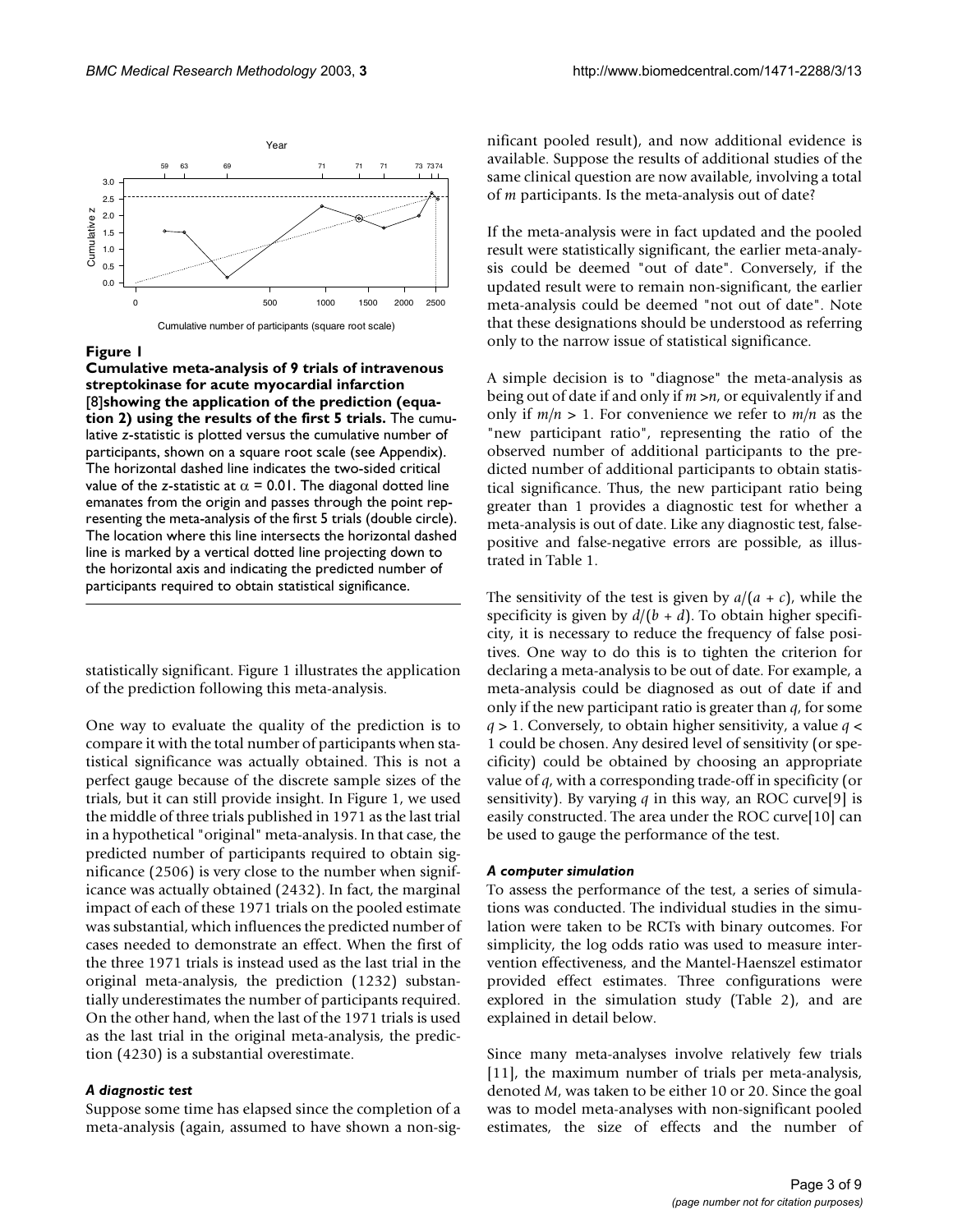**Figure 1**

**Cumulative meta-analysis of 9 trials of intravenous streptokinase for acute myocardial infarction [8]showing the application of the prediction (equation 2) using the results of the first 5 trials.** The cumulative z-statistic is plotted versus the cumulative number of participants, shown on a square root scale (see Appendix). The horizontal dashed line indicates the two-sided critical value of the z-statistic at $\alpha = 0.01$. The diagonal dotted line emanates from the origin and passes through the point representing the meta-analysis of the first 5 trials (double circle). The location where this line intersects the horizontal dashed line is marked by a vertical dotted line projecting down to the horizontal axis and indicating the predicted number of participants required to obtain statistical significance.

statistically significant. Figure 1 illustrates the application of the prediction following this meta-analysis.

One way to evaluate the quality of the prediction is to compare it with the total number of participants when statistical significance was actually obtained. This is not a perfect gauge because of the discrete sample sizes of the trials, but it can still provide insight. In Figure 1, we used the middle of three trials published in 1971 as the last trial in a hypothetical "original" meta-analysis. In that case, the predicted number of participants required to obtain significance (2506) is very close to the number when significance was actually obtained (2432). In fact, the marginal impact of each of these 1971 trials on the pooled estimate was substantial, which influences the predicted number of cases needed to demonstrate an effect. When the first of the three 1971 trials is instead used as the last trial in the original meta-analysis, the prediction (1232) substantially underestimates the number of participants required. On the other hand, when the last of the 1971 trials is used as the last trial in the original meta-analysis, the prediction (4230) is a substantial overestimate.

### *A diagnostic test*

Suppose some time has elapsed since the completion of a meta-analysis (again, assumed to have shown a non-significant pooled result), and now additional evidence is available. Suppose the results of additional studies of the same clinical question are now available, involving a total of $m$ participants. Is the meta-analysis out of date?

If the meta-analysis were in fact updated and the pooled result were statistically significant, the earlier meta-analysis could be deemed "out of date". Conversely, if the updated result were to remain non-significant, the earlier meta-analysis could be deemed "not out of date". Note that these designations should be understood as referring only to the narrow issue of statistical significance.

A simple decision is to "diagnose" the meta-analysis as being out of date if and only if $m > n$, or equivalently if and only if $m/n > 1$. For convenience we refer to $m/n$ as the "new participant ratio", representing the ratio of the observed number of additional participants to the predicted number of additional participants to obtain statistical significance. Thus, the new participant ratio being greater than 1 provides a diagnostic test for whether a meta-analysis is out of date. Like any diagnostic test, false-positive and false-negative errors are possible, as illustrated in Table 1.

The sensitivity of the test is given by $a/(a + c)$, while the specificity is given by $d/(b + d)$. To obtain higher specificity, it is necessary to reduce the frequency of false positives. One way to do this is to tighten the criterion for declaring a meta-analysis to be out of date. For example, a meta-analysis could be diagnosed as out of date if and only if the new participant ratio is greater than $q$, for some $q > 1$. Conversely, to obtain higher sensitivity, a value $q < 1$ could be chosen. Any desired level of sensitivity (or specificity) could be obtained by choosing an appropriate value of $q$, with a corresponding trade-off in specificity (or sensitivity). By varying $q$ in this way, an ROC curve[9] is easily constructed. The area under the ROC curve[10] can be used to gauge the performance of the test.

### *A computer simulation*

To assess the performance of the test, a series of simulations was conducted. The individual studies in the simulation were taken to be RCTs with binary outcomes. For simplicity, the log odds ratio was used to measure intervention effectiveness, and the Mantel-Haenszel estimator provided effect estimates. Three configurations were explored in the simulation study (Table 2), and are explained in detail below.

Since many meta-analyses involve relatively few trials [11], the maximum number of trials per meta-analysis, denoted $M$, was taken to be either 10 or 20. Since the goal was to model meta-analyses with non-significant pooled estimates, the size of effects and the number of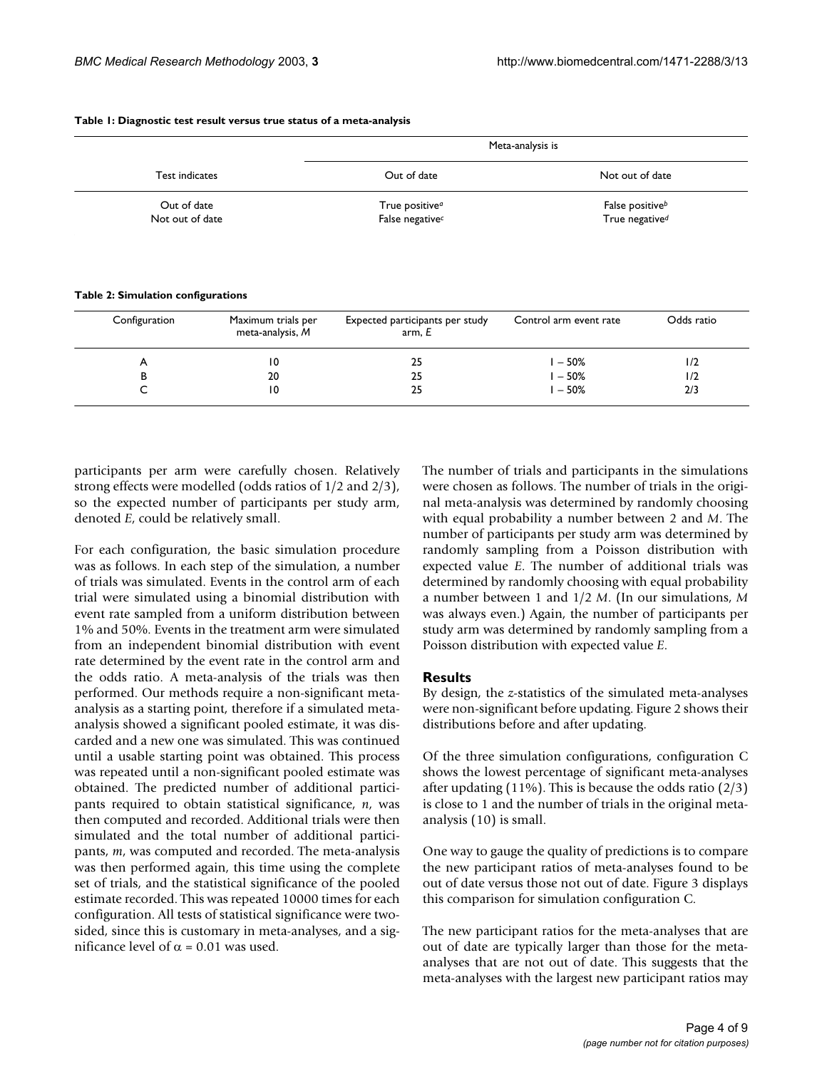**Table 1: Diagnostic test result versus true status of a meta-analysis**

| | Meta-analysis is | |
|---|---|---|
| Test indicates | Out of date | Not out of date |
| Out of date | True positive[a] | False positive[b] |
| Not out of date | False negative[c] | True negative[d] |

**Table 2: Simulation configurations**

| Configuration | Maximum trials per meta-analysis, *M* | Expected participants per study arm, *E* | Control arm event rate | Odds ratio |
|---|---|---|---|---|
| A | 10 | 25 | 1 – 50% | 1/2 |
| B | 20 | 25 | 1 – 50% | 1/2 |
| C | 10 | 25 | 1 – 50% | 2/3 |

participants per arm were carefully chosen. Relatively strong effects were modelled (odds ratios of 1/2 and 2/3), so the expected number of participants per study arm, denoted *E*, could be relatively small.

For each configuration, the basic simulation procedure was as follows. In each step of the simulation, a number of trials was simulated. Events in the control arm of each trial were simulated using a binomial distribution with event rate sampled from a uniform distribution between 1% and 50%. Events in the treatment arm were simulated from an independent binomial distribution with event rate determined by the event rate in the control arm and the odds ratio. A meta-analysis of the trials was then performed. Our methods require a non-significant meta-analysis as a starting point, therefore if a simulated meta-analysis showed a significant pooled estimate, it was discarded and a new one was simulated. This was continued until a usable starting point was obtained. This process was repeated until a non-significant pooled estimate was obtained. The predicted number of additional participants required to obtain statistical significance, *n*, was then computed and recorded. Additional trials were then simulated and the total number of additional participants, *m*, was computed and recorded. The meta-analysis was then performed again, this time using the complete set of trials, and the statistical significance of the pooled estimate recorded. This was repeated 10000 times for each configuration. All tests of statistical significance were two-sided, since this is customary in meta-analyses, and a significance level of $\alpha = 0.01$ was used.

The number of trials and participants in the simulations were chosen as follows. The number of trials in the original meta-analysis was determined by randomly choosing with equal probability a number between 2 and *M*. The number of participants per study arm was determined by randomly sampling from a Poisson distribution with expected value *E*. The number of additional trials was determined by randomly choosing with equal probability a number between 1 and 1/2 *M*. (In our simulations, *M* was always even.) Again, the number of participants per study arm was determined by randomly sampling from a Poisson distribution with expected value *E*.

## Results

By design, the *z*-statistics of the simulated meta-analyses were non-significant before updating. Figure 2 shows their distributions before and after updating.

Of the three simulation configurations, configuration C shows the lowest percentage of significant meta-analyses after updating (11%). This is because the odds ratio (2/3) is close to 1 and the number of trials in the original meta-analysis (10) is small.

One way to gauge the quality of predictions is to compare the new participant ratios of meta-analyses found to be out of date versus those not out of date. Figure 3 displays this comparison for simulation configuration C.

The new participant ratios for the meta-analyses that are out of date are typically larger than those for the meta-analyses that are not out of date. This suggests that the meta-analyses with the largest new participant ratios may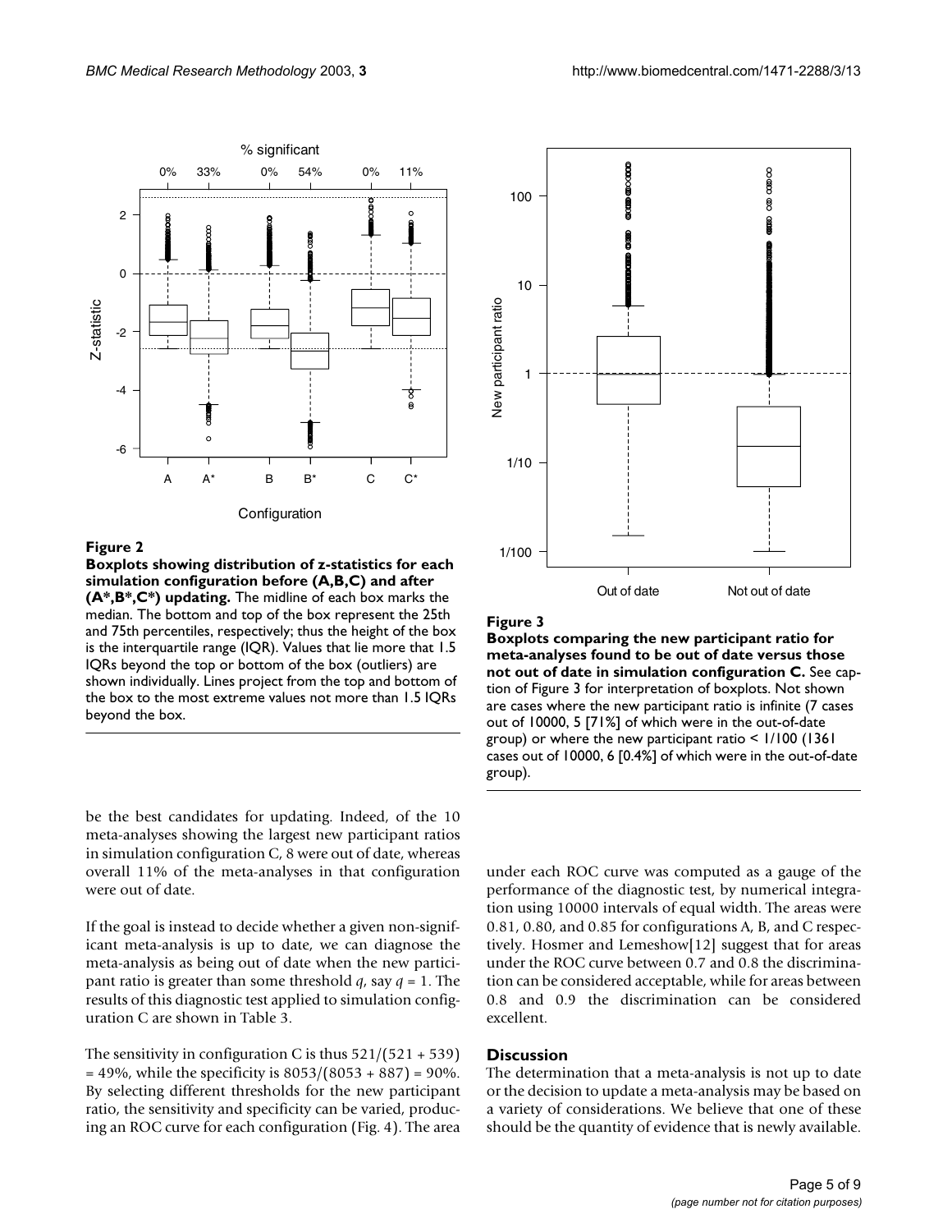**Figure 2**

**Boxplots showing distribution of z-statistics for each simulation configuration before (A,B,C) and after (A\*,B\*,C\*) updating.** The midline of each box marks the median. The bottom and top of the box represent the 25th and 75th percentiles, respectively; thus the height of the box is the interquartile range (IQR). Values that lie more that 1.5 IQRs beyond the top or bottom of the box (outliers) are shown individually. Lines project from the top and bottom of the box to the most extreme values not more than 1.5 IQRs beyond the box.

**Figure 3**

**Boxplots comparing the new participant ratio for meta-analyses found to be out of date versus those not out of date in simulation configuration C.** See caption of Figure 3 for interpretation of boxplots. Not shown are cases where the new participant ratio is infinite (7 cases out of 10000, 5 [71%] of which were in the out-of-date group) or where the new participant ratio < 1/100 (1361 cases out of 10000, 6 [0.4%] of which were in the out-of-date group).

be the best candidates for updating. Indeed, of the 10 meta-analyses showing the largest new participant ratios in simulation configuration C, 8 were out of date, whereas overall 11% of the meta-analyses in that configuration were out of date.

If the goal is instead to decide whether a given non-significant meta-analysis is up to date, we can diagnose the meta-analysis as being out of date when the new participant ratio is greater than some threshold $q$, say $q = 1$. The results of this diagnostic test applied to simulation configuration C are shown in Table 3.

The sensitivity in configuration C is thus $521/(521 + 539) = 49\%$, while the specificity is $8053/(8053 + 887) = 90\%$. By selecting different thresholds for the new participant ratio, the sensitivity and specificity can be varied, producing an ROC curve for each configuration (Fig. 4). The area under each ROC curve was computed as a gauge of the performance of the diagnostic test, by numerical integration using 10000 intervals of equal width. The areas were 0.81, 0.80, and 0.85 for configurations A, B, and C respectively. Hosmer and Lemeshow[12] suggest that for areas under the ROC curve between 0.7 and 0.8 the discrimination can be considered acceptable, while for areas between 0.8 and 0.9 the discrimination can be considered excellent.

## Discussion

The determination that a meta-analysis is not up to date or the decision to update a meta-analysis may be based on a variety of considerations. We believe that one of these should be the quantity of evidence that is newly available.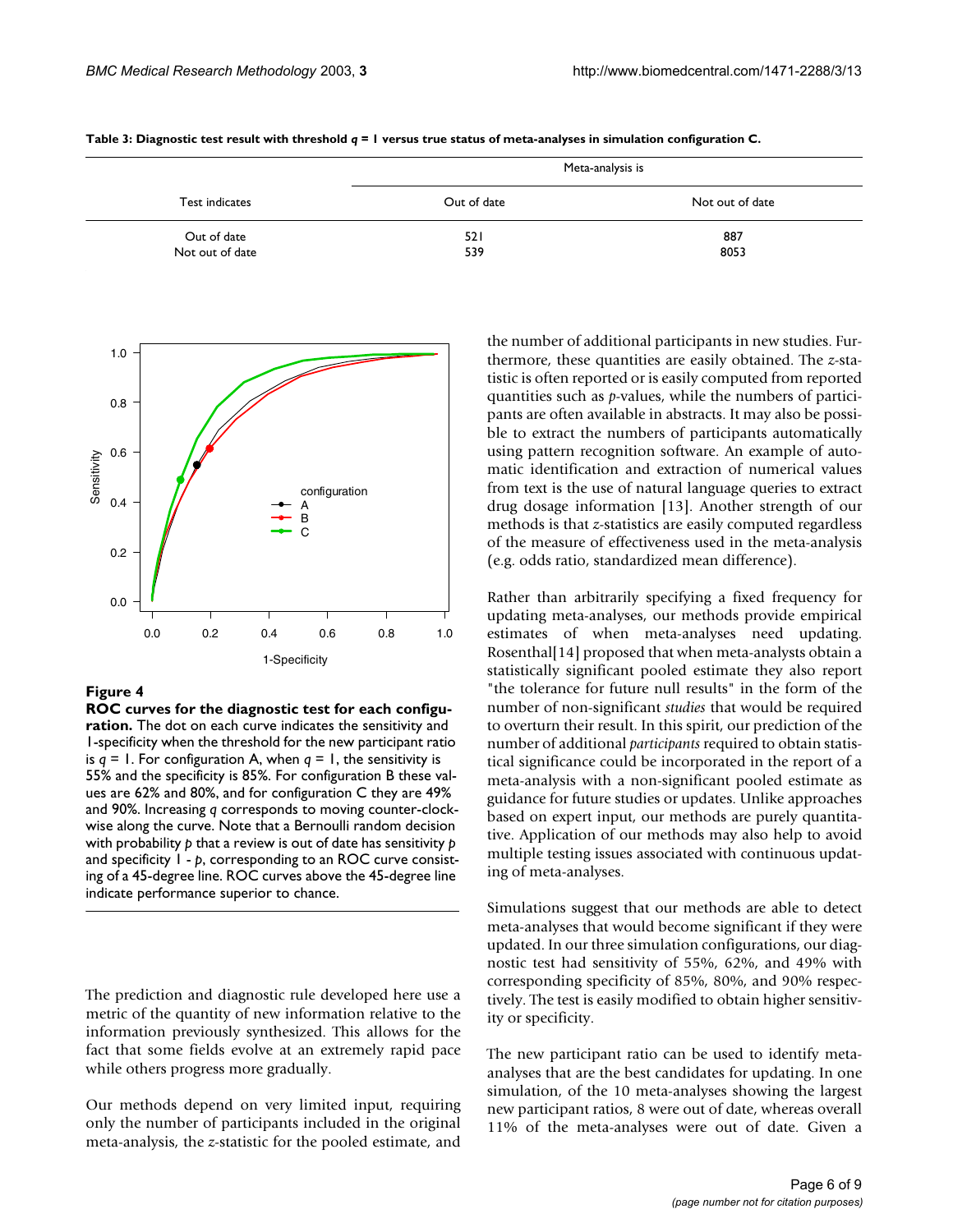**Table 3: Diagnostic test result with threshold $q = 1$ versus true status of meta-analyses in simulation configuration C.**

| Test indicates | Meta-analysis is | |
|---|---|---|
| | Out of date | Not out of date |
| Out of date | 521 | 887 |
| Not out of date | 539 | 8053 |

**Figure 4**

**ROC curves for the diagnostic test for each configuration.** The dot on each curve indicates the sensitivity and 1-specificity when the threshold for the new participant ratio is $q = 1$. For configuration A, when $q = 1$, the sensitivity is 55% and the specificity is 85%. For configuration B these values are 62% and 80%, and for configuration C they are 49% and 90%. Increasing $q$ corresponds to moving counter-clockwise along the curve. Note that a Bernoulli random decision with probability $p$ that a review is out of date has sensitivity $p$ and specificity $1 - p$, corresponding to an ROC curve consisting of a 45-degree line. ROC curves above the 45-degree line indicate performance superior to chance.

The prediction and diagnostic rule developed here use a metric of the quantity of new information relative to the information previously synthesized. This allows for the fact that some fields evolve at an extremely rapid pace while others progress more gradually.

Our methods depend on very limited input, requiring only the number of participants included in the original meta-analysis, the *z*-statistic for the pooled estimate, and the number of additional participants in new studies. Furthermore, these quantities are easily obtained. The *z*-statistic is often reported or is easily computed from reported quantities such as *p*-values, while the numbers of participants are often available in abstracts. It may also be possible to extract the numbers of participants automatically using pattern recognition software. An example of automatic identification and extraction of numerical values from text is the use of natural language queries to extract drug dosage information [13]. Another strength of our methods is that *z*-statistics are easily computed regardless of the measure of effectiveness used in the meta-analysis (e.g. odds ratio, standardized mean difference).

Rather than arbitrarily specifying a fixed frequency for updating meta-analyses, our methods provide empirical estimates of when meta-analyses need updating. Rosenthal[14] proposed that when meta-analysts obtain a statistically significant pooled estimate they also report "the tolerance for future null results" in the form of the number of non-significant *studies* that would be required to overturn their result. In this spirit, our prediction of the number of additional *participants* required to obtain statistical significance could be incorporated in the report of a meta-analysis with a non-significant pooled estimate as guidance for future studies or updates. Unlike approaches based on expert input, our methods are purely quantitative. Application of our methods may also help to avoid multiple testing issues associated with continuous updating of meta-analyses.

Simulations suggest that our methods are able to detect meta-analyses that would become significant if they were updated. In our three simulation configurations, our diagnostic test had sensitivity of 55%, 62%, and 49% with corresponding specificity of 85%, 80%, and 90% respectively. The test is easily modified to obtain higher sensitivity or specificity.

The new participant ratio can be used to identify meta-analyses that are the best candidates for updating. In one simulation, of the 10 meta-analyses showing the largest new participant ratios, 8 were out of date, whereas overall 11% of the meta-analyses were out of date. Given a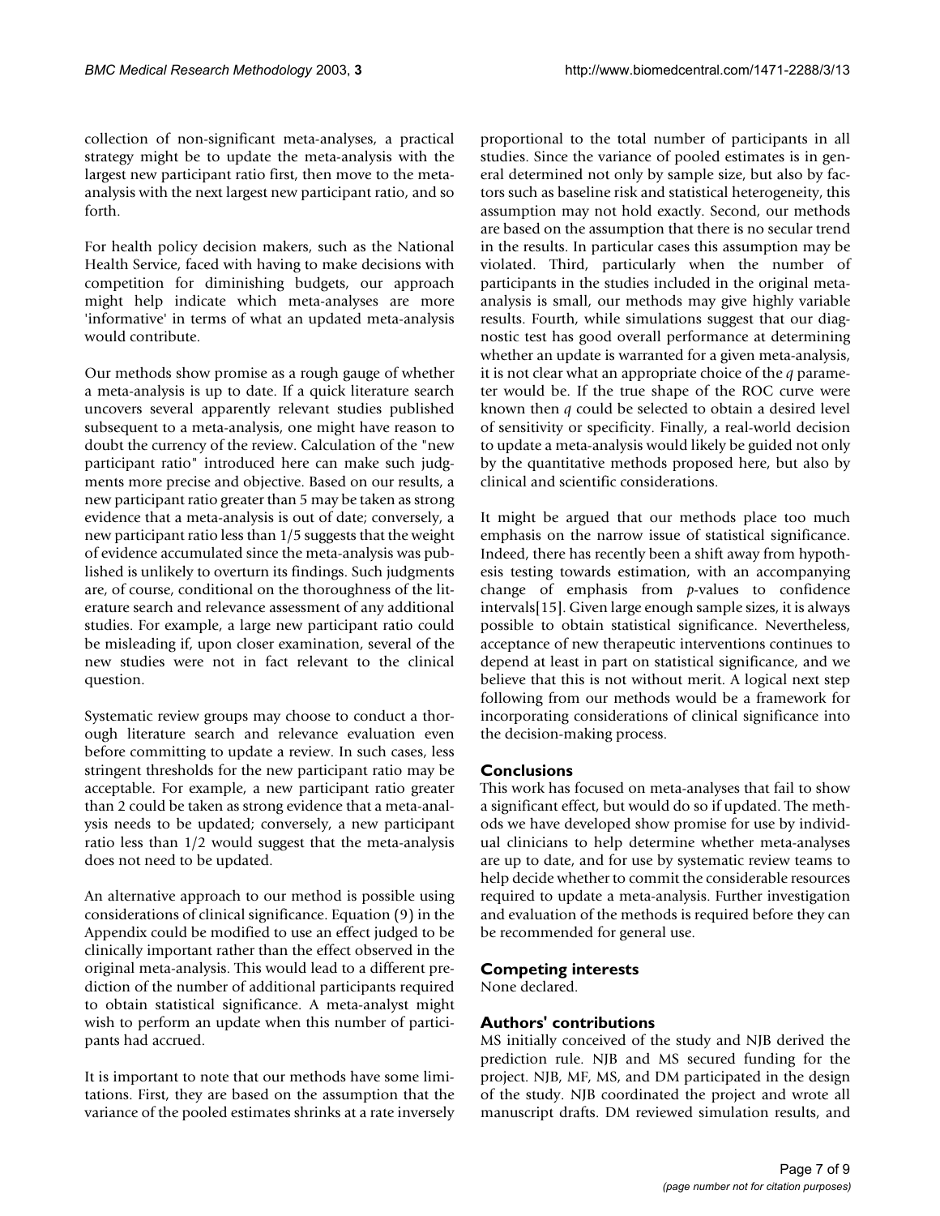collection of non-significant meta-analyses, a practical strategy might be to update the meta-analysis with the largest new participant ratio first, then move to the meta-analysis with the next largest new participant ratio, and so forth.

For health policy decision makers, such as the National Health Service, faced with having to make decisions with competition for diminishing budgets, our approach might help indicate which meta-analyses are more 'informative' in terms of what an updated meta-analysis would contribute.

Our methods show promise as a rough gauge of whether a meta-analysis is up to date. If a quick literature search uncovers several apparently relevant studies published subsequent to a meta-analysis, one might have reason to doubt the currency of the review. Calculation of the "new participant ratio" introduced here can make such judgments more precise and objective. Based on our results, a new participant ratio greater than 5 may be taken as strong evidence that a meta-analysis is out of date; conversely, a new participant ratio less than 1/5 suggests that the weight of evidence accumulated since the meta-analysis was published is unlikely to overturn its findings. Such judgments are, of course, conditional on the thoroughness of the literature search and relevance assessment of any additional studies. For example, a large new participant ratio could be misleading if, upon closer examination, several of the new studies were not in fact relevant to the clinical question.

Systematic review groups may choose to conduct a thorough literature search and relevance evaluation even before committing to update a review. In such cases, less stringent thresholds for the new participant ratio may be acceptable. For example, a new participant ratio greater than 2 could be taken as strong evidence that a meta-analysis needs to be updated; conversely, a new participant ratio less than 1/2 would suggest that the meta-analysis does not need to be updated.

An alternative approach to our method is possible using considerations of clinical significance. Equation (9) in the Appendix could be modified to use an effect judged to be clinically important rather than the effect observed in the original meta-analysis. This would lead to a different prediction of the number of additional participants required to obtain statistical significance. A meta-analyst might wish to perform an update when this number of participants had accrued.

It is important to note that our methods have some limitations. First, they are based on the assumption that the variance of the pooled estimates shrinks at a rate inversely proportional to the total number of participants in all studies. Since the variance of pooled estimates is in general determined not only by sample size, but also by factors such as baseline risk and statistical heterogeneity, this assumption may not hold exactly. Second, our methods are based on the assumption that there is no secular trend in the results. In particular cases this assumption may be violated. Third, particularly when the number of participants in the studies included in the original meta-analysis is small, our methods may give highly variable results. Fourth, while simulations suggest that our diagnostic test has good overall performance at determining whether an update is warranted for a given meta-analysis, it is not clear what an appropriate choice of the $q$ parameter would be. If the true shape of the ROC curve were known then $q$ could be selected to obtain a desired level of sensitivity or specificity. Finally, a real-world decision to update a meta-analysis would likely be guided not only by the quantitative methods proposed here, but also by clinical and scientific considerations.

It might be argued that our methods place too much emphasis on the narrow issue of statistical significance. Indeed, there has recently been a shift away from hypothesis testing towards estimation, with an accompanying change of emphasis from $p$-values to confidence intervals[15]. Given large enough sample sizes, it is always possible to obtain statistical significance. Nevertheless, acceptance of new therapeutic interventions continues to depend at least in part on statistical significance, and we believe that this is not without merit. A logical next step following from our methods would be a framework for incorporating considerations of clinical significance into the decision-making process.

## Conclusions

This work has focused on meta-analyses that fail to show a significant effect, but would do so if updated. The methods we have developed show promise for use by individual clinicians to help determine whether meta-analyses are up to date, and for use by systematic review teams to help decide whether to commit the considerable resources required to update a meta-analysis. Further investigation and evaluation of the methods is required before they can be recommended for general use.

## Competing interests

None declared.

## Authors' contributions

MS initially conceived of the study and NJB derived the prediction rule. NJB and MS secured funding for the project. NJB, MF, MS, and DM participated in the design of the study. NJB coordinated the project and wrote all manuscript drafts. DM reviewed simulation results, and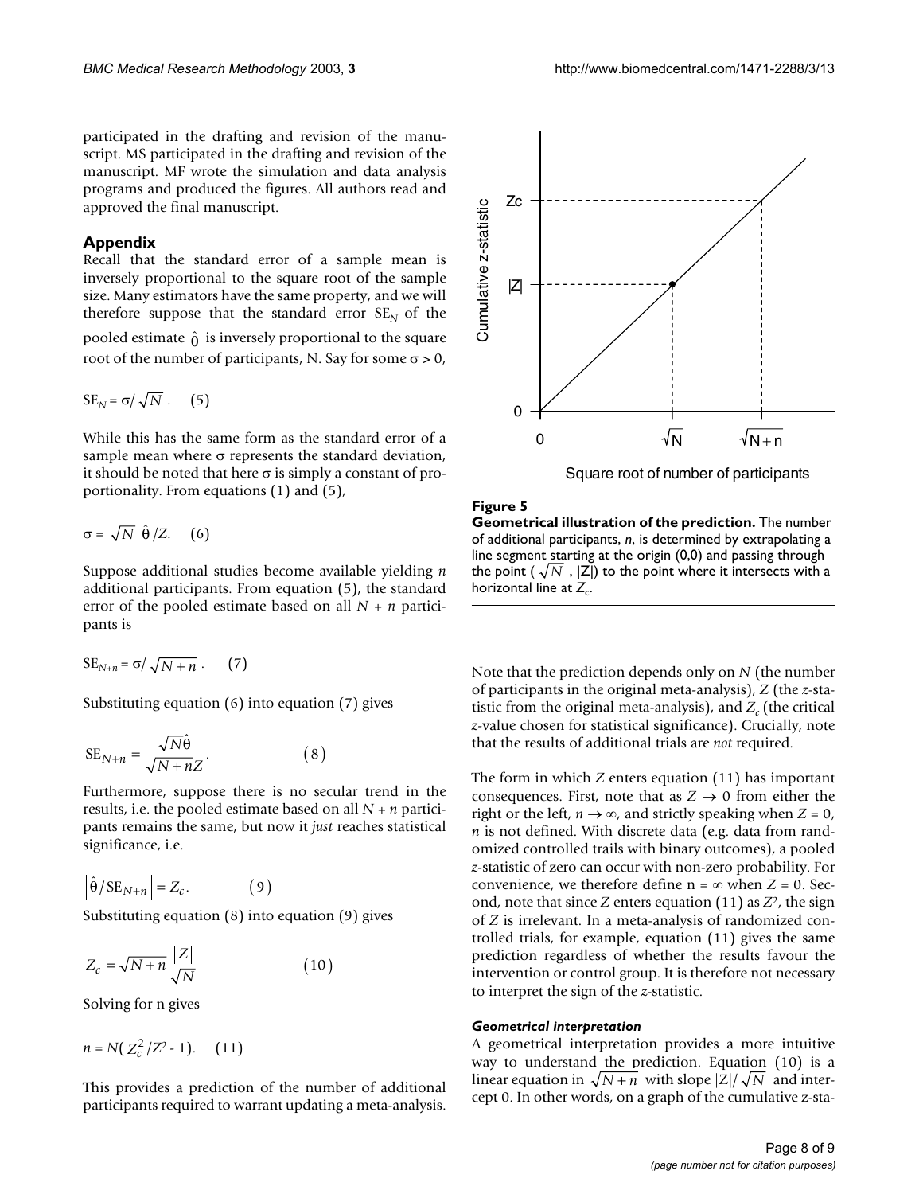participated in the drafting and revision of the manuscript. MS participated in the drafting and revision of the manuscript. MF wrote the simulation and data analysis programs and produced the figures. All authors read and approved the final manuscript.

## Appendix

Recall that the standard error of a sample mean is inversely proportional to the square root of the sample size. Many estimators have the same property, and we will therefore suppose that the standard error $SE_N$ of the pooled estimate $\hat{\theta}$ is inversely proportional to the square root of the number of participants, N. Say for some $\sigma > 0$,

$$SE_N = \sigma / \sqrt{N}. \quad (5)$$

While this has the same form as the standard error of a sample mean where $\sigma$ represents the standard deviation, it should be noted that here $\sigma$ is simply a constant of proportionality. From equations (1) and (5),

$$\sigma = \sqrt{N}\, \hat{\theta} / Z. \quad (6)$$

Suppose additional studies become available yielding $n$ additional participants. From equation (5), the standard error of the pooled estimate based on all $N + n$ participants is

$$SE_{N+n} = \sigma / \sqrt{N+n}. \quad (7)$$

Substituting equation (6) into equation (7) gives

$$SE_{N+n} = \frac{\sqrt{N}\hat{\theta}}{\sqrt{N+n}Z}. \quad (8)$$

Furthermore, suppose there is no secular trend in the results, i.e. the pooled estimate based on all $N + n$ participants remains the same, but now it *just* reaches statistical significance, i.e.

$$\left| \hat{\theta} / SE_{N+n} \right| = Z_c. \quad (9)$$

Substituting equation (8) into equation (9) gives

$$Z_c = \sqrt{N+n} \frac{|Z|}{\sqrt{N}} \quad (10)$$

Solving for n gives

$$n = N(Z_c^2 / Z^2 - 1). \quad (11)$$

This provides a prediction of the number of additional participants required to warrant updating a meta-analysis.

**Figure 5**

**Geometrical illustration of the prediction.** The number of additional participants, $n$, is determined by extrapolating a line segment starting at the origin (0,0) and passing through the point ( $\sqrt{N}$ , $|Z|$) to the point where it intersects with a horizontal line at $Z_c$.

Note that the prediction depends only on $N$ (the number of participants in the original meta-analysis), $Z$ (the $z$-statistic from the original meta-analysis), and $Z_c$ (the critical $z$-value chosen for statistical significance). Crucially, note that the results of additional trials are *not* required.

The form in which $Z$ enters equation (11) has important consequences. First, note that as $Z \to 0$ from either the right or the left, $n \to \infty$, and strictly speaking when $Z = 0$, $n$ is not defined. With discrete data (e.g. data from randomized controlled trails with binary outcomes), a pooled $z$-statistic of zero can occur with non-zero probability. For convenience, we therefore define $n = \infty$ when $Z = 0$. Second, note that since $Z$ enters equation (11) as $Z^2$, the sign of $Z$ is irrelevant. In a meta-analysis of randomized controlled trials, for example, equation (11) gives the same prediction regardless of whether the results favour the intervention or control group. It is therefore not necessary to interpret the sign of the $z$-statistic.

#### *Geometrical interpretation*

A geometrical interpretation provides a more intuitive way to understand the prediction. Equation (10) is a linear equation in $\sqrt{N+n}$ with slope $|Z|/\sqrt{N}$ and intercept 0. In other words, on a graph of the cumulative z-sta-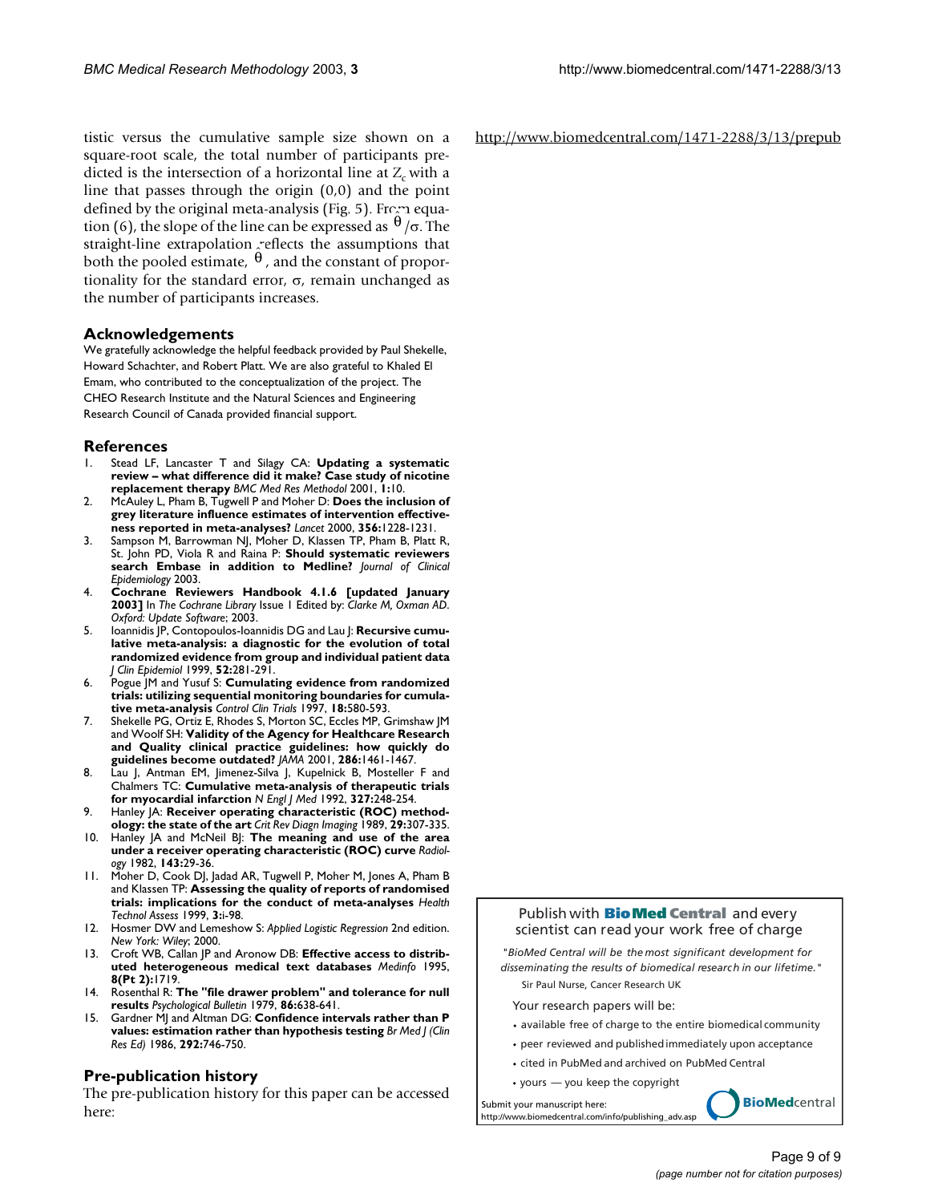tistic versus the cumulative sample size shown on a square-root scale, the total number of participants predicted is the intersection of a horizontal line at $Z_c$ with a line that passes through the origin (0,0) and the point defined by the original meta-analysis (Fig. 5). From equation (6), the slope of the line can be expressed as $\hat{\theta}/\sigma$. The straight-line extrapolation reflects the assumptions that both the pooled estimate, $\hat{\theta}$, and the constant of proportionality for the standard error, σ, remain unchanged as the number of participants increases.

## Acknowledgements

We gratefully acknowledge the helpful feedback provided by Paul Shekelle, Howard Schachter, and Robert Platt. We are also grateful to Khaled El Emam, who contributed to the conceptualization of the project. The CHEO Research Institute and the Natural Sciences and Engineering Research Council of Canada provided financial support.

## References

1. Stead LF, Lancaster T and Silagy CA: **Updating a systematic review – what difference did it make? Case study of nicotine replacement therapy** *BMC Med Res Methodol* 2001, **1:**10.
2. McAuley L, Pham B, Tugwell P and Moher D: **Does the inclusion of grey literature influence estimates of intervention effectiveness reported in meta-analyses?** *Lancet* 2000, **356:**1228-1231.
3. Sampson M, Barrowman NJ, Moher D, Klassen TP, Pham B, Platt R, St. John PD, Viola R and Raina P: **Should systematic reviewers search Embase in addition to Medline?** *Journal of Clinical Epidemiology* 2003.
4. **Cochrane Reviewers Handbook 4.1.6 [updated January 2003]** In *The Cochrane Library* Issue 1 Edited by: *Clarke M, Oxman AD. Oxford: Update Software*; 2003.
5. Ioannidis JP, Contopoulos-Ioannidis DG and Lau J: **Recursive cumulative meta-analysis: a diagnostic for the evolution of total randomized evidence from group and individual patient data** *J Clin Epidemiol* 1999, **52:**281-291.
6. Pogue JM and Yusuf S: **Cumulating evidence from randomized trials: utilizing sequential monitoring boundaries for cumulative meta-analysis** *Control Clin Trials* 1997, **18:**580-593.
7. Shekelle PG, Ortiz E, Rhodes S, Morton SC, Eccles MP, Grimshaw JM and Woolf SH: **Validity of the Agency for Healthcare Research and Quality clinical practice guidelines: how quickly do guidelines become outdated?** *JAMA* 2001, **286:**1461-1467.
8. Lau J, Antman EM, Jimenez-Silva J, Kupelnick B, Mosteller F and Chalmers TC: **Cumulative meta-analysis of therapeutic trials for myocardial infarction** *N Engl J Med* 1992, **327:**248-254.
9. Hanley JA: **Receiver operating characteristic (ROC) methodology: the state of the art** *Crit Rev Diagn Imaging* 1989, **29:**307-335.
10. Hanley JA and McNeil BJ: **The meaning and use of the area under a receiver operating characteristic (ROC) curve** *Radiology* 1982, **143:**29-36.
11. Moher D, Cook DJ, Jadad AR, Tugwell P, Moher M, Jones A, Pham B and Klassen TP: **Assessing the quality of reports of randomised trials: implications for the conduct of meta-analyses** *Health Technol Assess* 1999, **3:**i-98.
12. Hosmer DW and Lemeshow S: *Applied Logistic Regression* 2nd edition. *New York: Wiley*; 2000.
13. Croft WB, Callan JP and Aronow DB: **Effective access to distributed heterogeneous medical text databases** *Medinfo* 1995, **8(Pt 2):**1719.
14. Rosenthal R: **The "file drawer problem" and tolerance for null results** *Psychological Bulletin* 1979, **86:**638-641.
15. Gardner MJ and Altman DG: **Confidence intervals rather than P values: estimation rather than hypothesis testing** *Br Med J (Clin Res Ed)* 1986, **292:**746-750.

## Pre-publication history

The pre-publication history for this paper can be accessed here:

http://www.biomedcentral.com/1471-2288/3/13/prepub

Publish with **BioMed Central** and every scientist can read your work free of charge

*"BioMed Central will be the most significant development for disseminating the results of biomedical research in our lifetime."*
Sir Paul Nurse, Cancer Research UK

Your research papers will be:

- available free of charge to the entire biomedical community
- peer reviewed and published immediately upon acceptance
- cited in PubMed and archived on PubMed Central
- yours — you keep the copyright

Submit your manuscript here:
http://www.biomedcentral.com/info/publishing_adv.asp

**BioMed**central